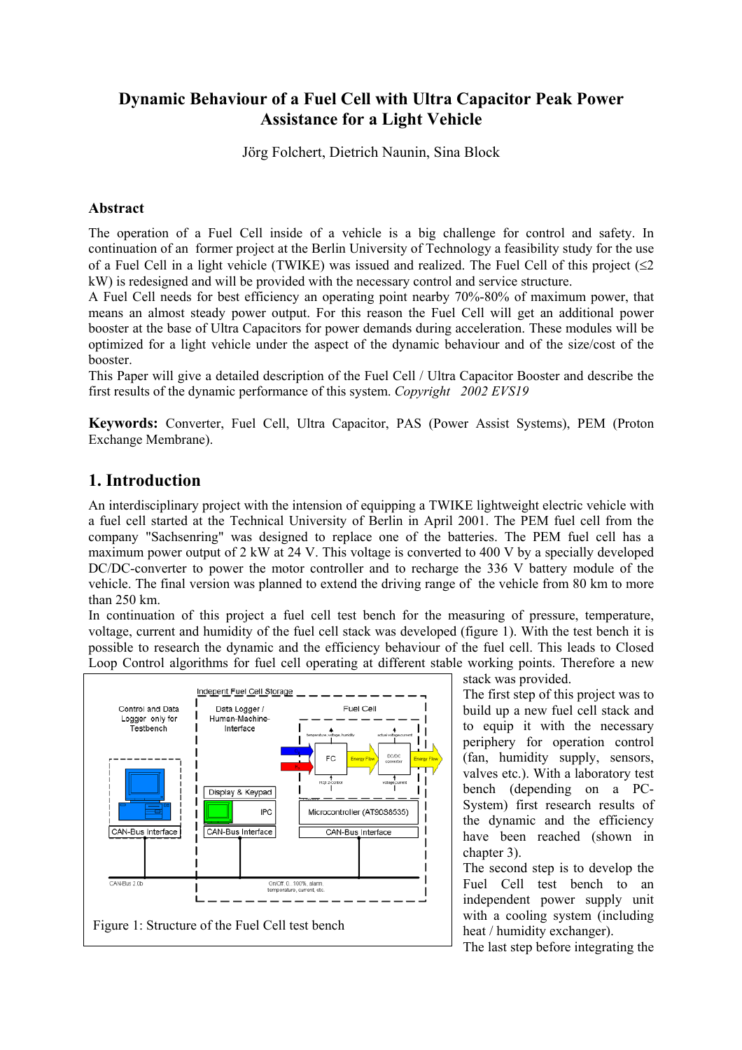# Dynamic Behaviour of a Fuel Cell with Ultra Capacitor Peak Power Assistance for a Light Vehicle

Jörg Folchert, Dietrich Naunin, Sina Block

## Abstract

The operation of a Fuel Cell inside of a vehicle is a big challenge for control and safety. In continuation of an former project at the Berlin University of Technology a feasibility study for the use of a Fuel Cell in a light vehicle (TWIKE) was issued and realized. The Fuel Cell of this project (≤2 kW) is redesigned and will be provided with the necessary control and service structure.
A Fuel Cell needs for best efficiency an operating point nearby 70%-80% of maximum power, that means an almost steady power output. For this reason the Fuel Cell will get an additional power booster at the base of Ultra Capacitors for power demands during acceleration. These modules will be optimized for a light vehicle under the aspect of the dynamic behaviour and of the size/cost of the booster.
This Paper will give a detailed description of the Fuel Cell / Ultra Capacitor Booster and describe the first results of the dynamic performance of this system. *Copyright 2002 EVS19*

**Keywords:** Converter, Fuel Cell, Ultra Capacitor, PAS (Power Assist Systems), PEM (Proton Exchange Membrane).

## 1. Introduction

An interdisciplinary project with the intension of equipping a TWIKE lightweight electric vehicle with a fuel cell started at the Technical University of Berlin in April 2001. The PEM fuel cell from the company "Sachsenring" was designed to replace one of the batteries. The PEM fuel cell has a maximum power output of 2 kW at 24 V. This voltage is converted to 400 V by a specially developed DC/DC-converter to power the motor controller and to recharge the 336 V battery module of the vehicle. The final version was planned to extend the driving range of the vehicle from 80 km to more than 250 km.

In continuation of this project a fuel cell test bench for the measuring of pressure, temperature, voltage, current and humidity of the fuel cell stack was developed (figure 1). With the test bench it is possible to research the dynamic and the efficiency behaviour of the fuel cell. This leads to Closed Loop Control algorithms for fuel cell operating at different stable working points. Therefore a new stack was provided.

Figure 1: Structure of the Fuel Cell test bench

The first step of this project was to build up a new fuel cell stack and to equip it with the necessary periphery for operation control (fan, humidity supply, sensors, valves etc.). With a laboratory test bench (depending on a PC-System) first research results of the dynamic and the efficiency have been reached (shown in chapter 3).

The second step is to develop the Fuel Cell test bench to an independent power supply unit with a cooling system (including heat / humidity exchanger).

The last step before integrating the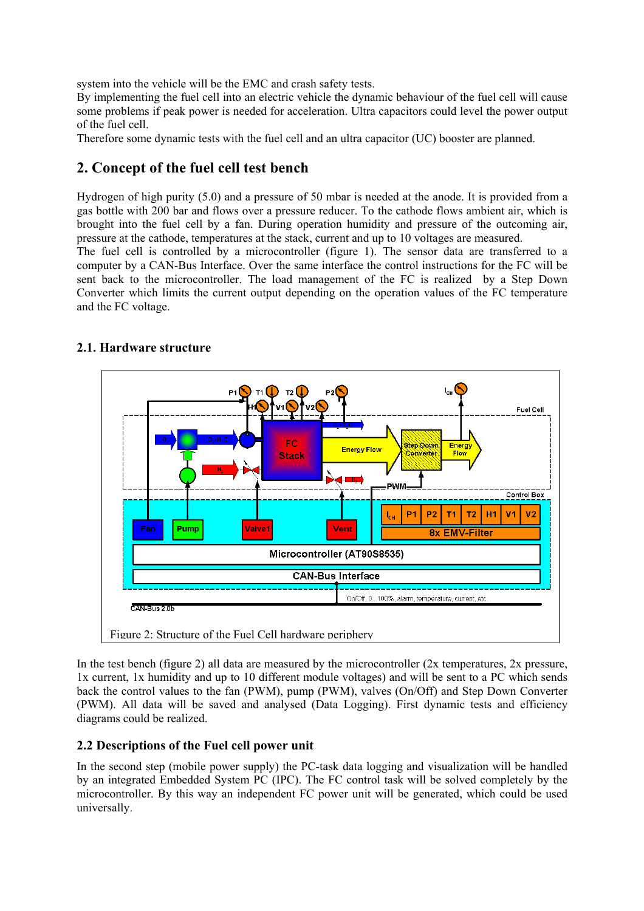system into the vehicle will be the EMC and crash safety tests.
By implementing the fuel cell into an electric vehicle the dynamic behaviour of the fuel cell will cause some problems if peak power is needed for acceleration. Ultra capacitors could level the power output of the fuel cell.
Therefore some dynamic tests with the fuel cell and an ultra capacitor (UC) booster are planned.

## 2. Concept of the fuel cell test bench

Hydrogen of high purity (5.0) and a pressure of 50 mbar is needed at the anode. It is provided from a gas bottle with 200 bar and flows over a pressure reducer. To the cathode flows ambient air, which is brought into the fuel cell by a fan. During operation humidity and pressure of the outcoming air, pressure at the cathode, temperatures at the stack, current and up to 10 voltages are measured.
The fuel cell is controlled by a microcontroller (figure 1). The sensor data are transferred to a computer by a CAN-Bus Interface. Over the same interface the control instructions for the FC will be sent back to the microcontroller. The load management of the FC is realized by a Step Down Converter which limits the current output depending on the operation values of the FC temperature and the FC voltage.

### 2.1. Hardware structure

Figure 2: Structure of the Fuel Cell hardware periphery

In the test bench (figure 2) all data are measured by the microcontroller (2x temperatures, 2x pressure, 1x current, 1x humidity and up to 10 different module voltages) and will be sent to a PC which sends back the control values to the fan (PWM), pump (PWM), valves (On/Off) and Step Down Converter (PWM). All data will be saved and analysed (Data Logging). First dynamic tests and efficiency diagrams could be realized.

### 2.2 Descriptions of the Fuel cell power unit

In the second step (mobile power supply) the PC-task data logging and visualization will be handled by an integrated Embedded System PC (IPC). The FC control task will be solved completely by the microcontroller. By this way an independent FC power unit will be generated, which could be used universally.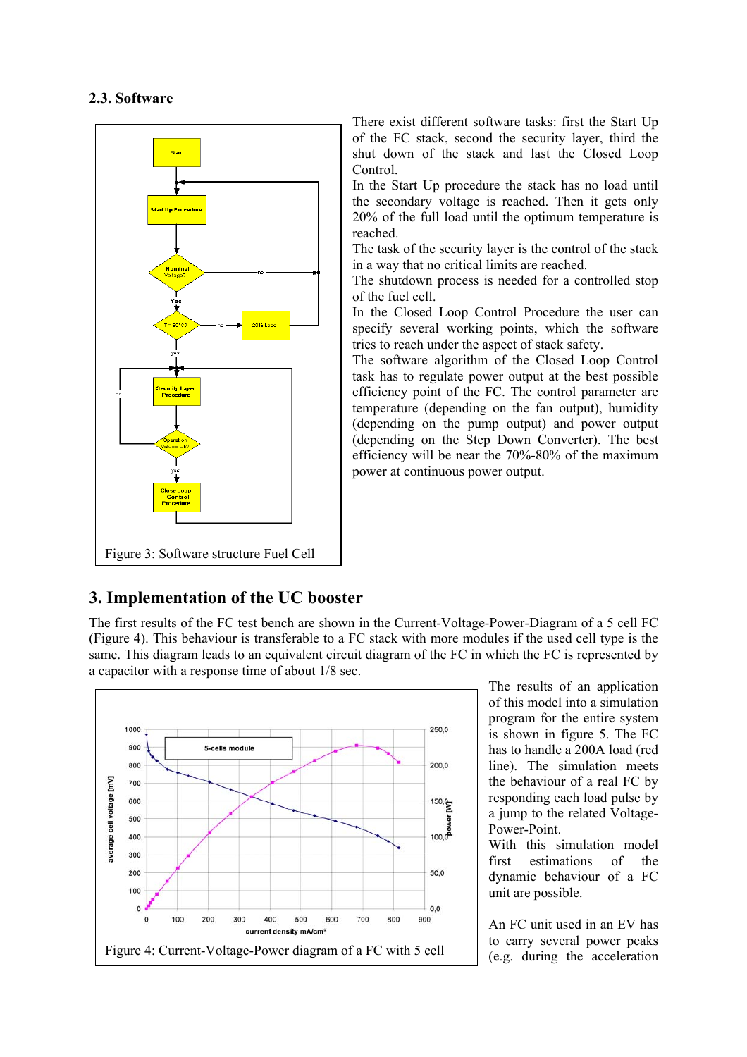### 2.3. Software

Figure 3: Software structure Fuel Cell

There exist different software tasks: first the Start Up of the FC stack, second the security layer, third the shut down of the stack and last the Closed Loop Control.

In the Start Up procedure the stack has no load until the secondary voltage is reached. Then it gets only 20% of the full load until the optimum temperature is reached.

The task of the security layer is the control of the stack in a way that no critical limits are reached.

The shutdown process is needed for a controlled stop of the fuel cell.

In the Closed Loop Control Procedure the user can specify several working points, which the software tries to reach under the aspect of stack safety.

The software algorithm of the Closed Loop Control task has to regulate power output at the best possible efficiency point of the FC. The control parameter are temperature (depending on the fan output), humidity (depending on the pump output) and power output (depending on the Step Down Converter). The best efficiency will be near the 70%-80% of the maximum power at continuous power output.

## 3. Implementation of the UC booster

The first results of the FC test bench are shown in the Current-Voltage-Power-Diagram of a 5 cell FC (Figure 4). This behaviour is transferable to a FC stack with more modules if the used cell type is the same. This diagram leads to an equivalent circuit diagram of the FC in which the FC is represented by a capacitor with a response time of about 1/8 sec.

Figure 4: Current-Voltage-Power diagram of a FC with 5 cell

The results of an application of this model into a simulation program for the entire system is shown in figure 5. The FC has to handle a 200A load (red line). The simulation meets the behaviour of a real FC by responding each load pulse by a jump to the related Voltage-Power-Point.

With this simulation model first estimations of the dynamic behaviour of a FC unit are possible.

An FC unit used in an EV has to carry several power peaks (e.g. during the acceleration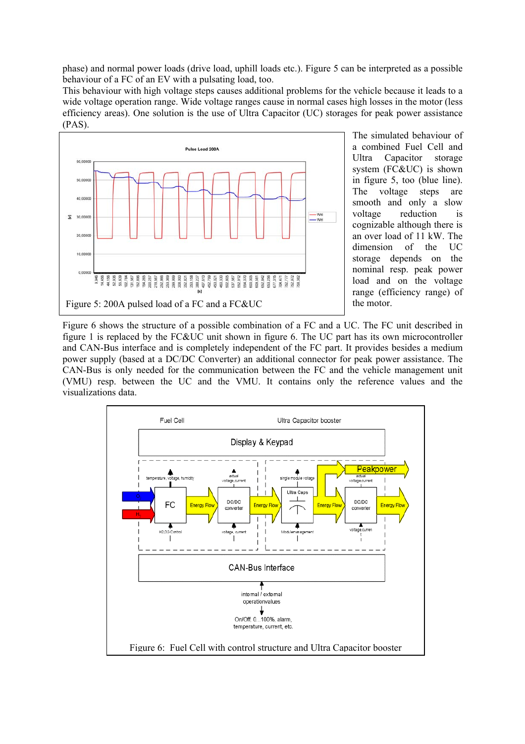phase) and normal power loads (drive load, uphill loads etc.). Figure 5 can be interpreted as a possible behaviour of a FC of an EV with a pulsating load, too.

This behaviour with high voltage steps causes additional problems for the vehicle because it leads to a wide voltage operation range. Wide voltage ranges cause in normal cases high losses in the motor (less efficiency areas). One solution is the use of Ultra Capacitor (UC) storages for peak power assistance (PAS).

Figure 5: 200A pulsed load of a FC and a FC&UC

The simulated behaviour of a combined Fuel Cell and Ultra Capacitor storage system (FC&UC) is shown in figure 5, too (blue line). The voltage steps are smooth and only a slow voltage reduction is cognizable although there is an over load of 11 kW. The dimension of the UC storage depends on the nominal resp. peak power load and on the voltage range (efficiency range) of the motor.

Figure 6 shows the structure of a possible combination of a FC and a UC. The FC unit described in figure 1 is replaced by the FC&UC unit shown in figure 6. The UC part has its own microcontroller and CAN-Bus interface and is completely independent of the FC part. It provides besides a medium power supply (based at a DC/DC Converter) an additional connector for peak power assistance. The CAN-Bus is only needed for the communication between the FC and the vehicle management unit (VMU) resp. between the UC and the VMU. It contains only the reference values and the visualizations data.

Figure 6: Fuel Cell with control structure and Ultra Capacitor booster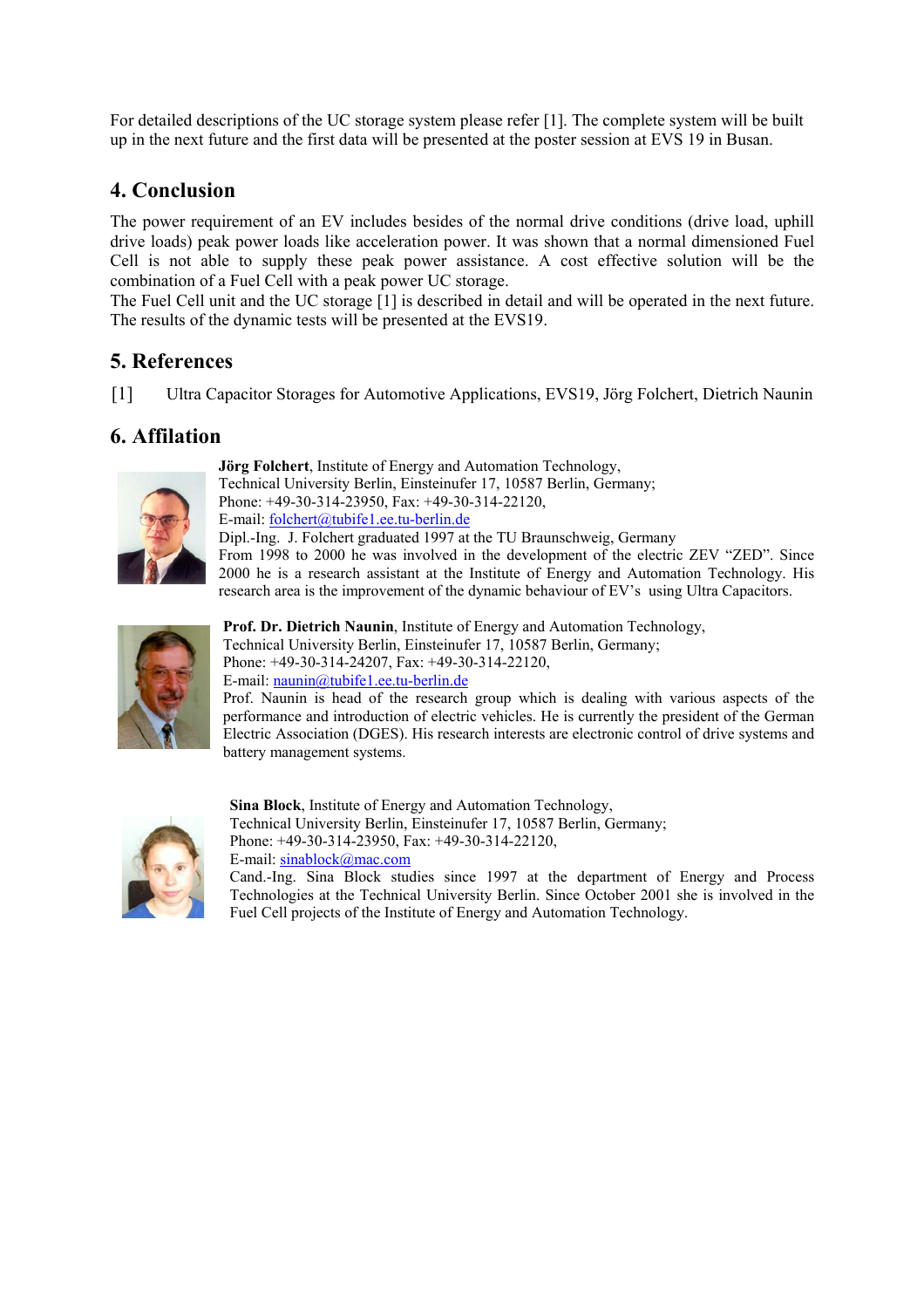For detailed descriptions of the UC storage system please refer [1]. The complete system will be built up in the next future and the first data will be presented at the poster session at EVS 19 in Busan.

## 4. Conclusion

The power requirement of an EV includes besides of the normal drive conditions (drive load, uphill drive loads) peak power loads like acceleration power. It was shown that a normal dimensioned Fuel Cell is not able to supply these peak power assistance. A cost effective solution will be the combination of a Fuel Cell with a peak power UC storage.

The Fuel Cell unit and the UC storage [1] is described in detail and will be operated in the next future. The results of the dynamic tests will be presented at the EVS19.

## 5. References

[1] Ultra Capacitor Storages for Automotive Applications, EVS19, Jörg Folchert, Dietrich Naunin

## 6. Affilation

**Jörg Folchert**, Institute of Energy and Automation Technology,
Technical University Berlin, Einsteinufer 17, 10587 Berlin, Germany;
Phone: +49-30-314-23950, Fax: +49-30-314-22120,
E-mail: folchert@tubife1.ee.tu-berlin.de
Dipl.-Ing. J. Folchert graduated 1997 at the TU Braunschweig, Germany
From 1998 to 2000 he was involved in the development of the electric ZEV "ZED". Since 2000 he is a research assistant at the Institute of Energy and Automation Technology. His research area is the improvement of the dynamic behaviour of EV's using Ultra Capacitors.

**Prof. Dr. Dietrich Naunin**, Institute of Energy and Automation Technology,
Technical University Berlin, Einsteinufer 17, 10587 Berlin, Germany;
Phone: +49-30-314-24207, Fax: +49-30-314-22120,
E-mail: naunin@tubife1.ee.tu-berlin.de
Prof. Naunin is head of the research group which is dealing with various aspects of the performance and introduction of electric vehicles. He is currently the president of the German Electric Association (DGES). His research interests are electronic control of drive systems and battery management systems.

**Sina Block**, Institute of Energy and Automation Technology,
Technical University Berlin, Einsteinufer 17, 10587 Berlin, Germany;
Phone: +49-30-314-23950, Fax: +49-30-314-22120,
E-mail: sinablock@mac.com
Cand.-Ing. Sina Block studies since 1997 at the department of Energy and Process Technologies at the Technical University Berlin. Since October 2001 she is involved in the Fuel Cell projects of the Institute of Energy and Automation Technology.